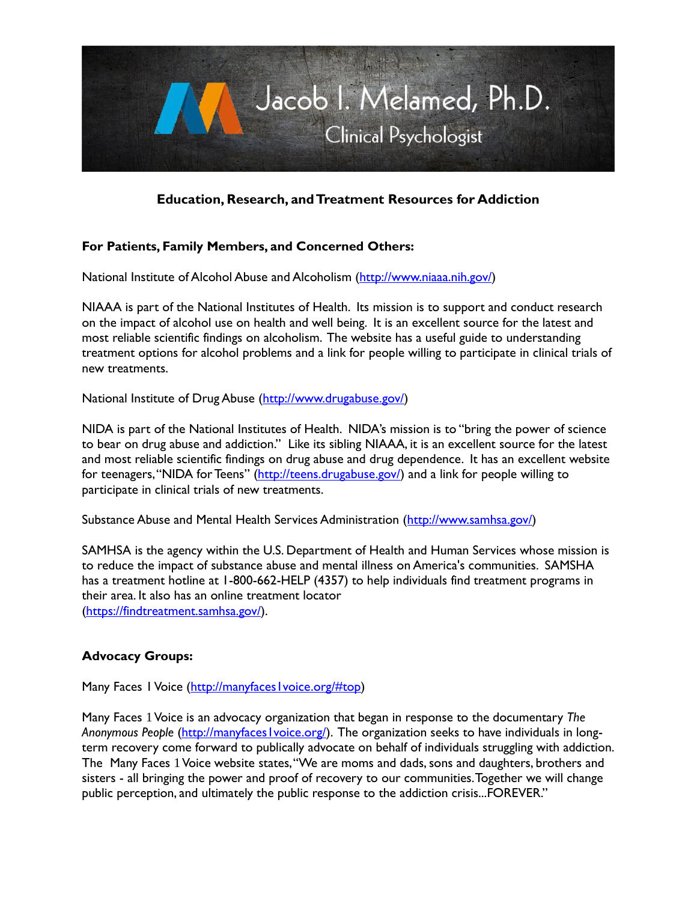# Jacob I. Melamed, Ph.D.

Clinical Psychologist

## Education, Research, and Treatment Resources for Addiction

### For Patients, Family Members, and Concerned Others:

National Institute of Alcohol Abuse and Alcoholism (http://www.niaaa.nih.gov/)

NIAAA is part of the National Institutes of Health. Its mission is to support and conduct research on the impact of alcohol use on health and well being. It is an excellent source for the latest and most reliable scientific findings on alcoholism. The website has a useful guide to understanding treatment options for alcohol problems and a link for people willing to participate in clinical trials of new treatments.

National Institute of Drug Abuse (http://www.drugabuse.gov/)

NIDA is part of the National Institutes of Health. NIDA's mission is to "bring the power of science to bear on drug abuse and addiction." Like its sibling NIAAA, it is an excellent source for the latest and most reliable scientific findings on drug abuse and drug dependence. It has an excellent website for teenagers, "NIDA for Teens" (http://teens.drugabuse.gov/) and a link for people willing to participate in clinical trials of new treatments.

Substance Abuse and Mental Health Services Administration (http://www.samhsa.gov/)

SAMHSA is the agency within the U.S. Department of Health and Human Services whose mission is to reduce the impact of substance abuse and mental illness on America's communities. SAMSHA has a treatment hotline at 1-800-662-HELP (4357) to help individuals find treatment programs in their area. It also has an online treatment locator (https://findtreatment.samhsa.gov/).

### Advocacy Groups:

Many Faces 1 Voice (http://manyfaces1voice.org/#top)

Many Faces 1 Voice is an advocacy organization that began in response to the documentary *The Anonymous People* (http://manyfaces1voice.org/). The organization seeks to have individuals in long-term recovery come forward to publically advocate on behalf of individuals struggling with addiction. The Many Faces 1 Voice website states, "We are moms and dads, sons and daughters, brothers and sisters - all bringing the power and proof of recovery to our communities. Together we will change public perception, and ultimately the public response to the addiction crisis...FOREVER."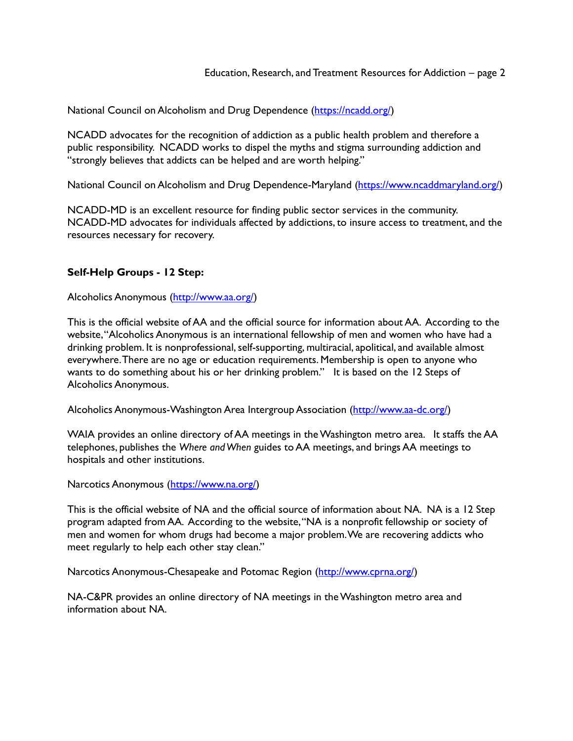National Council on Alcoholism and Drug Dependence ([https://ncadd.org/](https://ncadd.org/))

NCADD advocates for the recognition of addiction as a public health problem and therefore a public responsibility. NCADD works to dispel the myths and stigma surrounding addiction and "strongly believes that addicts can be helped and are worth helping."

National Council on Alcoholism and Drug Dependence-Maryland ([https://www.ncaddmaryland.org/](https://www.ncaddmaryland.org/))

NCADD-MD is an excellent resource for finding public sector services in the community. NCADD-MD advocates for individuals affected by addictions, to insure access to treatment, and the resources necessary for recovery.

**Self-Help Groups - 12 Step:**

Alcoholics Anonymous ([http://www.aa.org/](http://www.aa.org/))

This is the official website of AA and the official source for information about AA. According to the website, "Alcoholics Anonymous is an international fellowship of men and women who have had a drinking problem. It is nonprofessional, self-supporting, multiracial, apolitical, and available almost everywhere. There are no age or education requirements. Membership is open to anyone who wants to do something about his or her drinking problem." It is based on the 12 Steps of Alcoholics Anonymous.

Alcoholics Anonymous-Washington Area Intergroup Association ([http://www.aa-dc.org/](http://www.aa-dc.org/))

WAIA provides an online directory of AA meetings in the Washington metro area. It staffs the AA telephones, publishes the *Where and When* guides to AA meetings, and brings AA meetings to hospitals and other institutions.

Narcotics Anonymous ([https://www.na.org/](https://www.na.org/))

This is the official website of NA and the official source of information about NA. NA is a 12 Step program adapted from AA. According to the website, "NA is a nonprofit fellowship or society of men and women for whom drugs had become a major problem. We are recovering addicts who meet regularly to help each other stay clean."

Narcotics Anonymous-Chesapeake and Potomac Region ([http://www.cprna.org/](http://www.cprna.org/))

NA-C&PR provides an online directory of NA meetings in the Washington metro area and information about NA.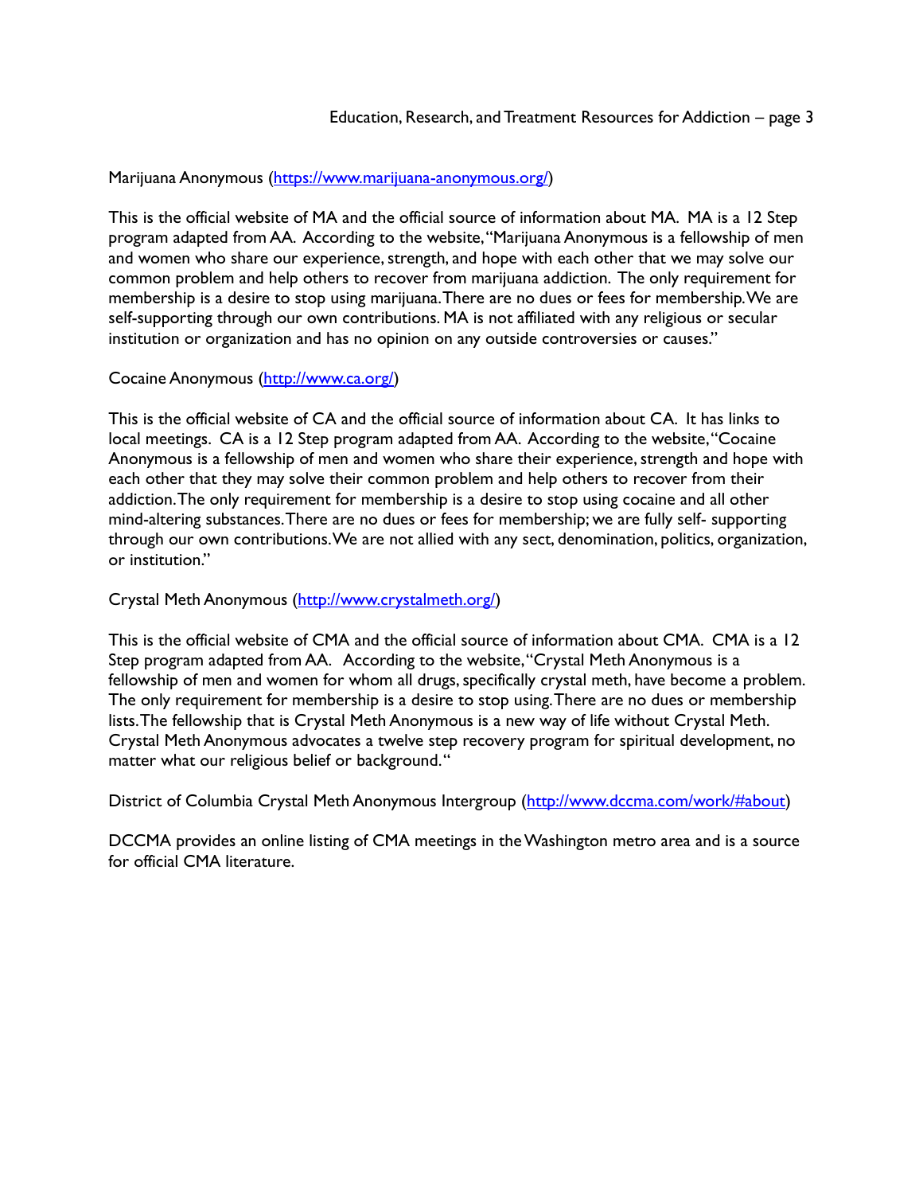Marijuana Anonymous (https://www.marijuana-anonymous.org/)

This is the official website of MA and the official source of information about MA. MA is a 12 Step program adapted from AA. According to the website, "Marijuana Anonymous is a fellowship of men and women who share our experience, strength, and hope with each other that we may solve our common problem and help others to recover from marijuana addiction. The only requirement for membership is a desire to stop using marijuana. There are no dues or fees for membership. We are self-supporting through our own contributions. MA is not affiliated with any religious or secular institution or organization and has no opinion on any outside controversies or causes."

Cocaine Anonymous (http://www.ca.org/)

This is the official website of CA and the official source of information about CA. It has links to local meetings. CA is a 12 Step program adapted from AA. According to the website, "Cocaine Anonymous is a fellowship of men and women who share their experience, strength and hope with each other that they may solve their common problem and help others to recover from their addiction. The only requirement for membership is a desire to stop using cocaine and all other mind-altering substances. There are no dues or fees for membership; we are fully self- supporting through our own contributions. We are not allied with any sect, denomination, politics, organization, or institution."

Crystal Meth Anonymous (http://www.crystalmeth.org/)

This is the official website of CMA and the official source of information about CMA. CMA is a 12 Step program adapted from AA. According to the website, "Crystal Meth Anonymous is a fellowship of men and women for whom all drugs, specifically crystal meth, have become a problem. The only requirement for membership is a desire to stop using. There are no dues or membership lists. The fellowship that is Crystal Meth Anonymous is a new way of life without Crystal Meth. Crystal Meth Anonymous advocates a twelve step recovery program for spiritual development, no matter what our religious belief or background."

District of Columbia Crystal Meth Anonymous Intergroup (http://www.dccma.com/work/#about)

DCCMA provides an online listing of CMA meetings in the Washington metro area and is a source for official CMA literature.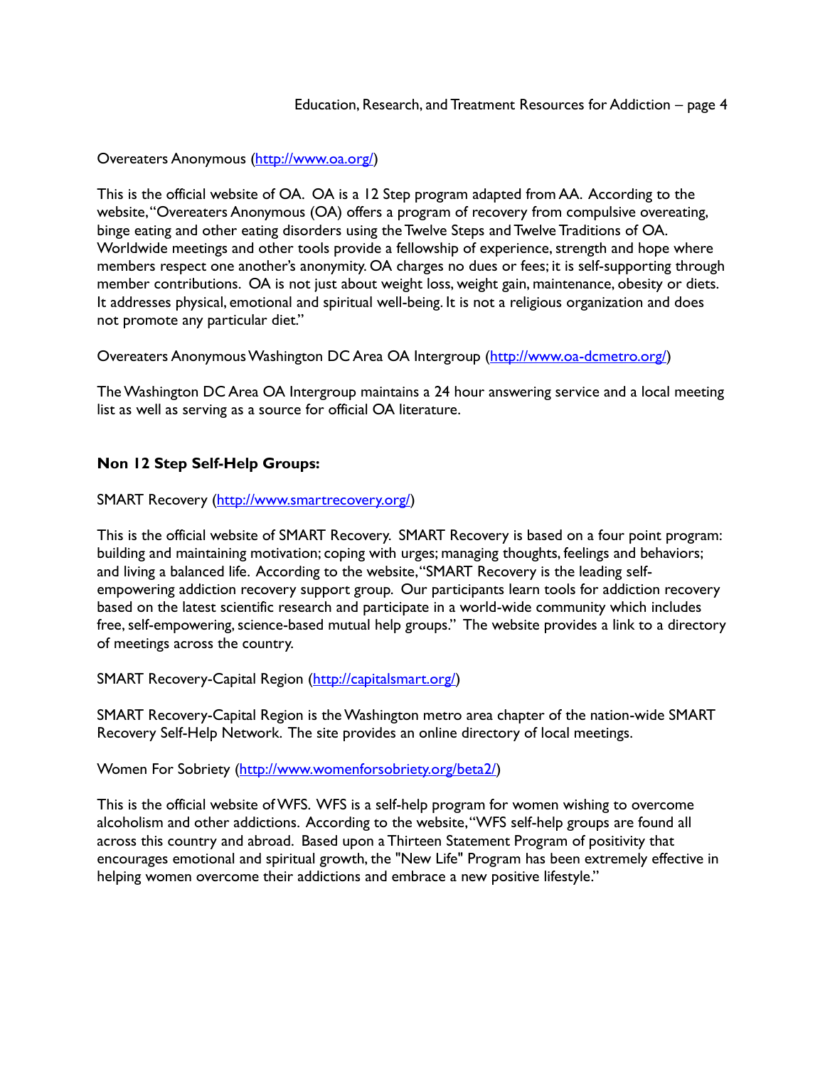Overeaters Anonymous (http://www.oa.org/)

This is the official website of OA. OA is a 12 Step program adapted from AA. According to the website, "Overeaters Anonymous (OA) offers a program of recovery from compulsive overeating, binge eating and other eating disorders using the Twelve Steps and Twelve Traditions of OA. Worldwide meetings and other tools provide a fellowship of experience, strength and hope where members respect one another's anonymity. OA charges no dues or fees; it is self-supporting through member contributions. OA is not just about weight loss, weight gain, maintenance, obesity or diets. It addresses physical, emotional and spiritual well-being. It is not a religious organization and does not promote any particular diet."

Overeaters Anonymous Washington DC Area OA Intergroup (http://www.oa-dcmetro.org/)

The Washington DC Area OA Intergroup maintains a 24 hour answering service and a local meeting list as well as serving as a source for official OA literature.

**Non 12 Step Self-Help Groups:**

SMART Recovery (http://www.smartrecovery.org/)

This is the official website of SMART Recovery. SMART Recovery is based on a four point program: building and maintaining motivation; coping with urges; managing thoughts, feelings and behaviors; and living a balanced life. According to the website, "SMART Recovery is the leading self-empowering addiction recovery support group. Our participants learn tools for addiction recovery based on the latest scientific research and participate in a world-wide community which includes free, self-empowering, science-based mutual help groups." The website provides a link to a directory of meetings across the country.

SMART Recovery-Capital Region (http://capitalsmart.org/)

SMART Recovery-Capital Region is the Washington metro area chapter of the nation-wide SMART Recovery Self-Help Network. The site provides an online directory of local meetings.

Women For Sobriety (http://www.womenforsobriety.org/beta2/)

This is the official website of WFS. WFS is a self-help program for women wishing to overcome alcoholism and other addictions. According to the website, "WFS self-help groups are found all across this country and abroad. Based upon a Thirteen Statement Program of positivity that encourages emotional and spiritual growth, the "New Life" Program has been extremely effective in helping women overcome their addictions and embrace a new positive lifestyle."